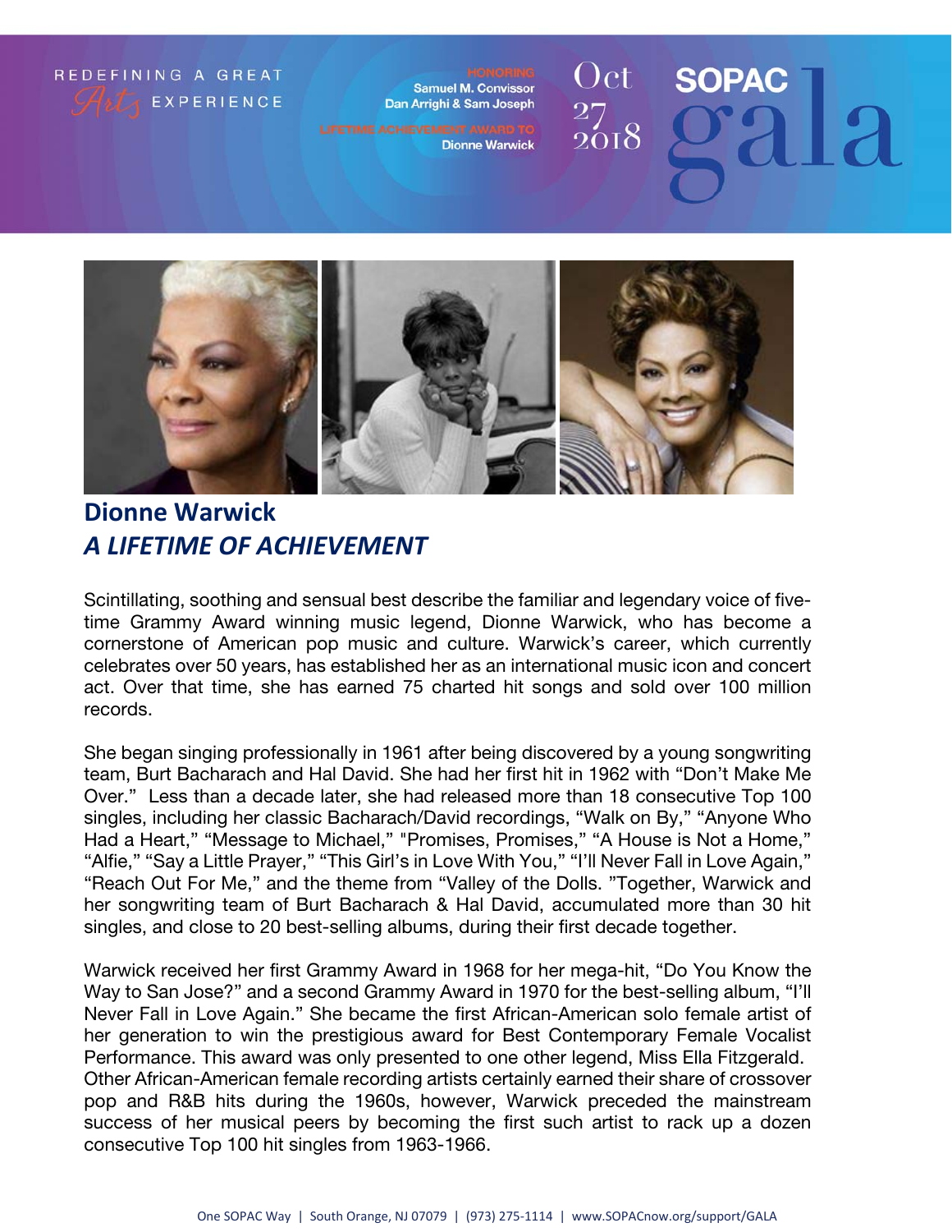REDEFINING A GREAT *Arts* EXPERIENCE

HONORING
Samuel M. Convissor
Dan Arrighi & Sam Joseph

LIFETIME ACHIEVEMENT AWARD TO
Dionne Warwick

Oct 27 2018

SOPAC gala

## Dionne Warwick
## *A LIFETIME OF ACHIEVEMENT*

Scintillating, soothing and sensual best describe the familiar and legendary voice of five-time Grammy Award winning music legend, Dionne Warwick, who has become a cornerstone of American pop music and culture. Warwick's career, which currently celebrates over 50 years, has established her as an international music icon and concert act. Over that time, she has earned 75 charted hit songs and sold over 100 million records.

She began singing professionally in 1961 after being discovered by a young songwriting team, Burt Bacharach and Hal David. She had her first hit in 1962 with "Don't Make Me Over." Less than a decade later, she had released more than 18 consecutive Top 100 singles, including her classic Bacharach/David recordings, "Walk on By," "Anyone Who Had a Heart," "Message to Michael," "Promises, Promises," "A House is Not a Home," "Alfie," "Say a Little Prayer," "This Girl's in Love With You," "I'll Never Fall in Love Again," "Reach Out For Me," and the theme from "Valley of the Dolls. "Together, Warwick and her songwriting team of Burt Bacharach & Hal David, accumulated more than 30 hit singles, and close to 20 best-selling albums, during their first decade together.

Warwick received her first Grammy Award in 1968 for her mega-hit, "Do You Know the Way to San Jose?" and a second Grammy Award in 1970 for the best-selling album, "I'll Never Fall in Love Again." She became the first African-American solo female artist of her generation to win the prestigious award for Best Contemporary Female Vocalist Performance. This award was only presented to one other legend, Miss Ella Fitzgerald. Other African-American female recording artists certainly earned their share of crossover pop and R&B hits during the 1960s, however, Warwick preceded the mainstream success of her musical peers by becoming the first such artist to rack up a dozen consecutive Top 100 hit singles from 1963-1966.

One SOPAC Way | South Orange, NJ 07079 | (973) 275-1114 | www.SOPACnow.org/support/GALA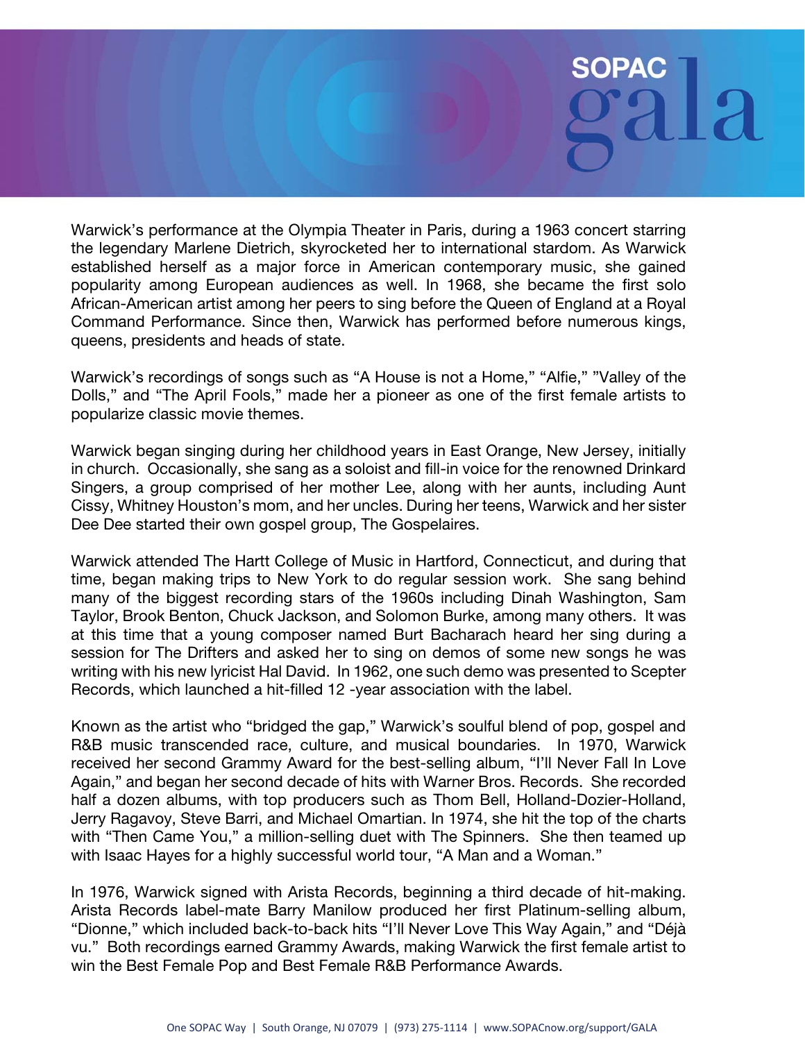Warwick's performance at the Olympia Theater in Paris, during a 1963 concert starring the legendary Marlene Dietrich, skyrocketed her to international stardom. As Warwick established herself as a major force in American contemporary music, she gained popularity among European audiences as well. In 1968, she became the first solo African-American artist among her peers to sing before the Queen of England at a Royal Command Performance. Since then, Warwick has performed before numerous kings, queens, presidents and heads of state.

Warwick's recordings of songs such as "A House is not a Home," "Alfie," "Valley of the Dolls," and "The April Fools," made her a pioneer as one of the first female artists to popularize classic movie themes.

Warwick began singing during her childhood years in East Orange, New Jersey, initially in church. Occasionally, she sang as a soloist and fill-in voice for the renowned Drinkard Singers, a group comprised of her mother Lee, along with her aunts, including Aunt Cissy, Whitney Houston's mom, and her uncles. During her teens, Warwick and her sister Dee Dee started their own gospel group, The Gospelaires.

Warwick attended The Hartt College of Music in Hartford, Connecticut, and during that time, began making trips to New York to do regular session work. She sang behind many of the biggest recording stars of the 1960s including Dinah Washington, Sam Taylor, Brook Benton, Chuck Jackson, and Solomon Burke, among many others. It was at this time that a young composer named Burt Bacharach heard her sing during a session for The Drifters and asked her to sing on demos of some new songs he was writing with his new lyricist Hal David. In 1962, one such demo was presented to Scepter Records, which launched a hit-filled 12 -year association with the label.

Known as the artist who "bridged the gap," Warwick's soulful blend of pop, gospel and R&B music transcended race, culture, and musical boundaries. In 1970, Warwick received her second Grammy Award for the best-selling album, "I'll Never Fall In Love Again," and began her second decade of hits with Warner Bros. Records. She recorded half a dozen albums, with top producers such as Thom Bell, Holland-Dozier-Holland, Jerry Ragavoy, Steve Barri, and Michael Omartian. In 1974, she hit the top of the charts with "Then Came You," a million-selling duet with The Spinners. She then teamed up with Isaac Hayes for a highly successful world tour, "A Man and a Woman."

In 1976, Warwick signed with Arista Records, beginning a third decade of hit-making. Arista Records label-mate Barry Manilow produced her first Platinum-selling album, "Dionne," which included back-to-back hits "I'll Never Love This Way Again," and "Déjà vu." Both recordings earned Grammy Awards, making Warwick the first female artist to win the Best Female Pop and Best Female R&B Performance Awards.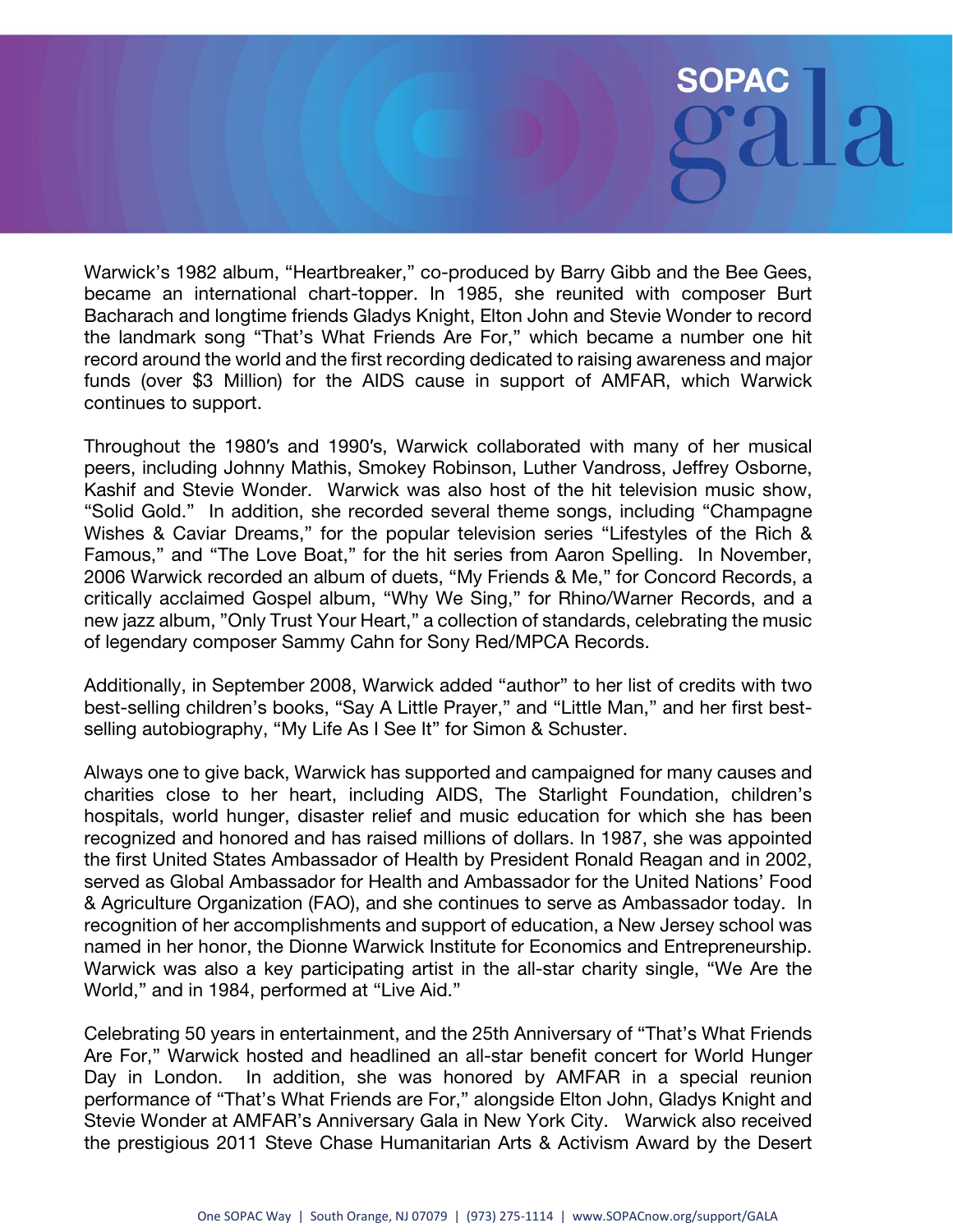Warwick's 1982 album, "Heartbreaker," co-produced by Barry Gibb and the Bee Gees, became an international chart-topper. In 1985, she reunited with composer Burt Bacharach and longtime friends Gladys Knight, Elton John and Stevie Wonder to record the landmark song "That's What Friends Are For," which became a number one hit record around the world and the first recording dedicated to raising awareness and major funds (over $3 Million) for the AIDS cause in support of AMFAR, which Warwick continues to support.

Throughout the 1980′s and 1990′s, Warwick collaborated with many of her musical peers, including Johnny Mathis, Smokey Robinson, Luther Vandross, Jeffrey Osborne, Kashif and Stevie Wonder. Warwick was also host of the hit television music show, "Solid Gold." In addition, she recorded several theme songs, including "Champagne Wishes & Caviar Dreams," for the popular television series "Lifestyles of the Rich & Famous," and "The Love Boat," for the hit series from Aaron Spelling. In November, 2006 Warwick recorded an album of duets, "My Friends & Me," for Concord Records, a critically acclaimed Gospel album, "Why We Sing," for Rhino/Warner Records, and a new jazz album, "Only Trust Your Heart," a collection of standards, celebrating the music of legendary composer Sammy Cahn for Sony Red/MPCA Records.

Additionally, in September 2008, Warwick added "author" to her list of credits with two best-selling children's books, "Say A Little Prayer," and "Little Man," and her first best-selling autobiography, "My Life As I See It" for Simon & Schuster.

Always one to give back, Warwick has supported and campaigned for many causes and charities close to her heart, including AIDS, The Starlight Foundation, children's hospitals, world hunger, disaster relief and music education for which she has been recognized and honored and has raised millions of dollars. In 1987, she was appointed the first United States Ambassador of Health by President Ronald Reagan and in 2002, served as Global Ambassador for Health and Ambassador for the United Nations' Food & Agriculture Organization (FAO), and she continues to serve as Ambassador today. In recognition of her accomplishments and support of education, a New Jersey school was named in her honor, the Dionne Warwick Institute for Economics and Entrepreneurship. Warwick was also a key participating artist in the all-star charity single, "We Are the World," and in 1984, performed at "Live Aid."

Celebrating 50 years in entertainment, and the 25th Anniversary of "That's What Friends Are For," Warwick hosted and headlined an all-star benefit concert for World Hunger Day in London. In addition, she was honored by AMFAR in a special reunion performance of "That's What Friends are For," alongside Elton John, Gladys Knight and Stevie Wonder at AMFAR's Anniversary Gala in New York City. Warwick also received the prestigious 2011 Steve Chase Humanitarian Arts & Activism Award by the Desert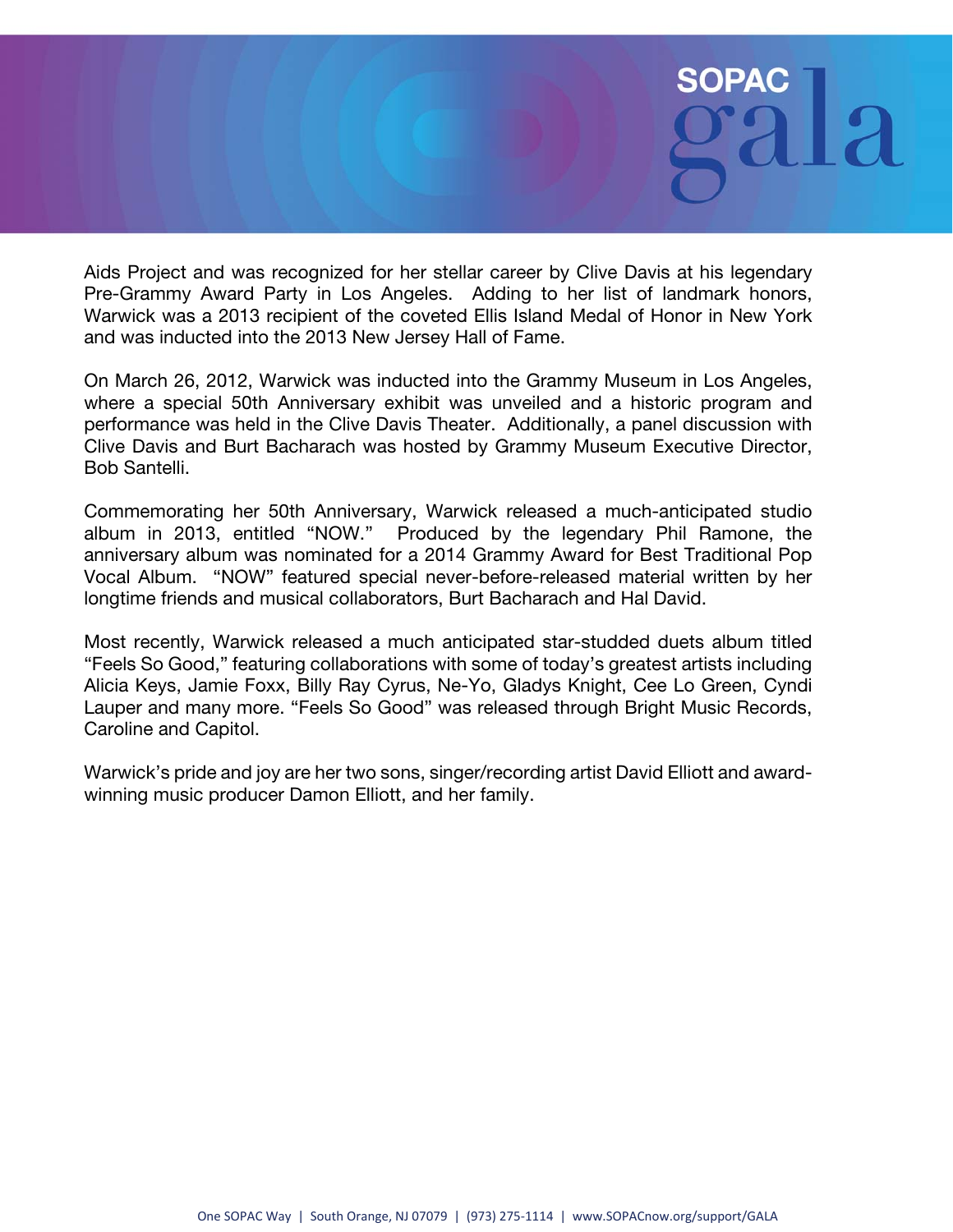Aids Project and was recognized for her stellar career by Clive Davis at his legendary Pre-Grammy Award Party in Los Angeles. Adding to her list of landmark honors, Warwick was a 2013 recipient of the coveted Ellis Island Medal of Honor in New York and was inducted into the 2013 New Jersey Hall of Fame.

On March 26, 2012, Warwick was inducted into the Grammy Museum in Los Angeles, where a special 50th Anniversary exhibit was unveiled and a historic program and performance was held in the Clive Davis Theater. Additionally, a panel discussion with Clive Davis and Burt Bacharach was hosted by Grammy Museum Executive Director, Bob Santelli.

Commemorating her 50th Anniversary, Warwick released a much-anticipated studio album in 2013, entitled "NOW." Produced by the legendary Phil Ramone, the anniversary album was nominated for a 2014 Grammy Award for Best Traditional Pop Vocal Album. "NOW" featured special never-before-released material written by her longtime friends and musical collaborators, Burt Bacharach and Hal David.

Most recently, Warwick released a much anticipated star-studded duets album titled "Feels So Good," featuring collaborations with some of today's greatest artists including Alicia Keys, Jamie Foxx, Billy Ray Cyrus, Ne-Yo, Gladys Knight, Cee Lo Green, Cyndi Lauper and many more. "Feels So Good" was released through Bright Music Records, Caroline and Capitol.

Warwick's pride and joy are her two sons, singer/recording artist David Elliott and award-winning music producer Damon Elliott, and her family.